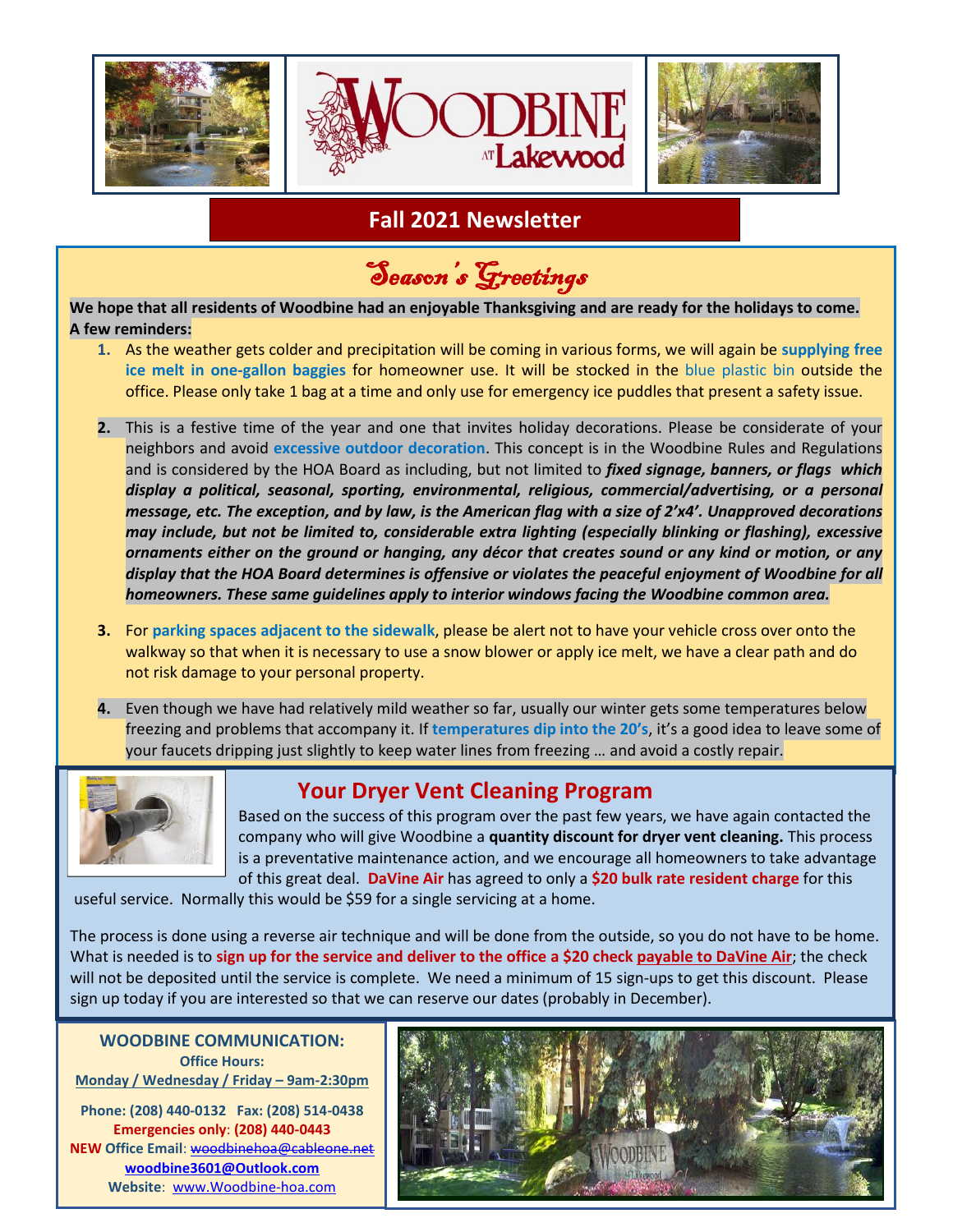# WOODBINE AT Lakewood

## Fall 2021 Newsletter

## Season's Greetings

**We hope that all residents of Woodbine had an enjoyable Thanksgiving and are ready for the holidays to come. A few reminders:**

1. As the weather gets colder and precipitation will be coming in various forms, we will again be **supplying free ice melt in one-gallon baggies** for homeowner use. It will be stocked in the blue plastic bin outside the office. Please only take 1 bag at a time and only use for emergency ice puddles that present a safety issue.

2. This is a festive time of the year and one that invites holiday decorations. Please be considerate of your neighbors and avoid **excessive outdoor decoration**. This concept is in the Woodbine Rules and Regulations and is considered by the HOA Board as including, but not limited to ***fixed signage, banners, or flags which display a political, seasonal, sporting, environmental, religious, commercial/advertising, or a personal message, etc. The exception, and by law, is the American flag with a size of 2'x4'. Unapproved decorations may include, but not be limited to, considerable extra lighting (especially blinking or flashing), excessive ornaments either on the ground or hanging, any décor that creates sound or any kind or motion, or any display that the HOA Board determines is offensive or violates the peaceful enjoyment of Woodbine for all homeowners. These same guidelines apply to interior windows facing the Woodbine common area.***

3. For **parking spaces adjacent to the sidewalk**, please be alert not to have your vehicle cross over onto the walkway so that when it is necessary to use a snow blower or apply ice melt, we have a clear path and do not risk damage to your personal property.

4. Even though we have had relatively mild weather so far, usually our winter gets some temperatures below freezing and problems that accompany it. If **temperatures dip into the 20's**, it's a good idea to leave some of your faucets dripping just slightly to keep water lines from freezing … and avoid a costly repair.

## Your Dryer Vent Cleaning Program

Based on the success of this program over the past few years, we have again contacted the company who will give Woodbine a **quantity discount for dryer vent cleaning.** This process is a preventative maintenance action, and we encourage all homeowners to take advantage of this great deal. **DaVine Air** has agreed to only a **$20 bulk rate resident charge** for this useful service. Normally this would be $59 for a single servicing at a home.

The process is done using a reverse air technique and will be done from the outside, so you do not have to be home. What is needed is to **sign up for the service and deliver to the office a $20 check payable to DaVine Air**; the check will not be deposited until the service is complete. We need a minimum of 15 sign-ups to get this discount. Please sign up today if you are interested so that we can reserve our dates (probably in December).

**WOODBINE COMMUNICATION:**

**Office Hours:**
**Monday / Wednesday / Friday – 9am-2:30pm**

**Phone: (208) 440-0132 Fax: (208) 514-0438**
**Emergencies only: (208) 440-0443**
**NEW Office Email**: ~~woodbinehoa@cableone.net~~
**woodbine3601@Outlook.com**
**Website**: www.Woodbine-hoa.com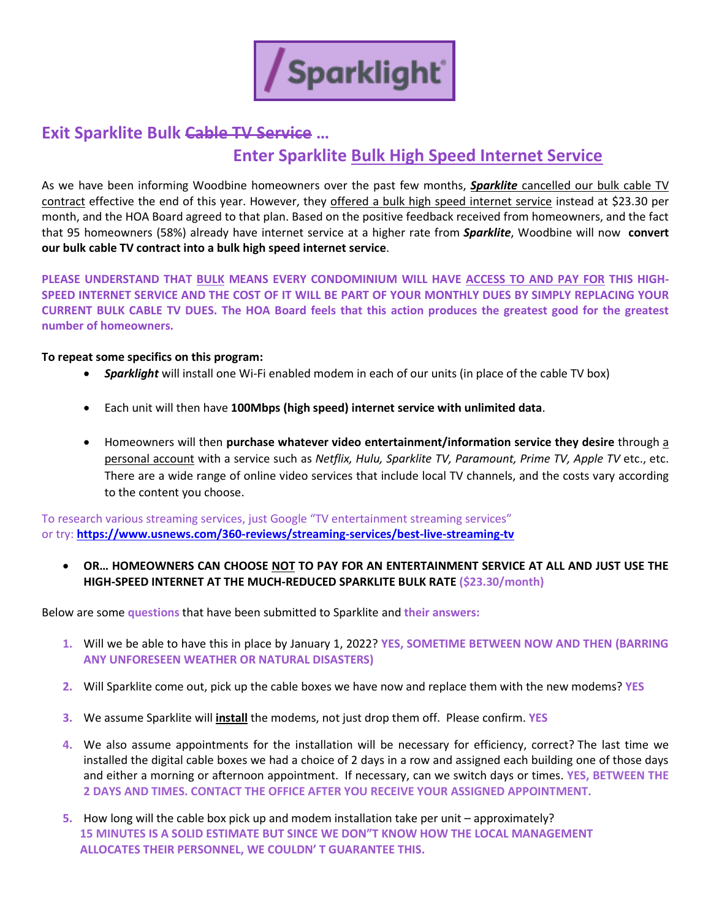Sparklight

## Exit Sparklite Bulk ~~Cable TV Service~~ …

## Enter Sparklite Bulk High Speed Internet Service

As we have been informing Woodbine homeowners over the past few months, ***Sparklite*** cancelled our bulk cable TV contract effective the end of this year. However, they offered a bulk high speed internet service instead at $23.30 per month, and the HOA Board agreed to that plan. Based on the positive feedback received from homeowners, and the fact that 95 homeowners (58%) already have internet service at a higher rate from ***Sparklite***, Woodbine will now **convert our bulk cable TV contract into a bulk high speed internet service**.

**PLEASE UNDERSTAND THAT BULK MEANS EVERY CONDOMINIUM WILL HAVE ACCESS TO AND PAY FOR THIS HIGH-SPEED INTERNET SERVICE AND THE COST OF IT WILL BE PART OF YOUR MONTHLY DUES BY SIMPLY REPLACING YOUR CURRENT BULK CABLE TV DUES. The HOA Board feels that this action produces the greatest good for the greatest number of homeowners.**

**To repeat some specifics on this program:**

- ***Sparklight*** will install one Wi-Fi enabled modem in each of our units (in place of the cable TV box)
- Each unit will then have **100Mbps (high speed) internet service with unlimited data**.
- Homeowners will then **purchase whatever video entertainment/information service they desire** through a personal account with a service such as *Netflix, Hulu, Sparklite TV, Paramount, Prime TV, Apple TV* etc., etc. There are a wide range of online video services that include local TV channels, and the costs vary according to the content you choose.

To research various streaming services, just Google "TV entertainment streaming services" or try: **https://www.usnews.com/360-reviews/streaming-services/best-live-streaming-tv**

- **OR… HOMEOWNERS CAN CHOOSE NOT TO PAY FOR AN ENTERTAINMENT SERVICE AT ALL AND JUST USE THE HIGH-SPEED INTERNET AT THE MUCH-REDUCED SPARKLITE BULK RATE ($23.30/month)**

Below are some **questions** that have been submitted to Sparklite and **their answers:**

1. Will we be able to have this in place by January 1, 2022? **YES, SOMETIME BETWEEN NOW AND THEN (BARRING ANY UNFORESEEN WEATHER OR NATURAL DISASTERS)**
2. Will Sparklite come out, pick up the cable boxes we have now and replace them with the new modems? **YES**
3. We assume Sparklite will **install** the modems, not just drop them off. Please confirm. **YES**
4. We also assume appointments for the installation will be necessary for efficiency, correct? The last time we installed the digital cable boxes we had a choice of 2 days in a row and assigned each building one of those days and either a morning or afternoon appointment. If necessary, can we switch days or times. **YES, BETWEEN THE 2 DAYS AND TIMES. CONTACT THE OFFICE AFTER YOU RECEIVE YOUR ASSIGNED APPOINTMENT.**
5. How long will the cable box pick up and modem installation take per unit – approximately? **15 MINUTES IS A SOLID ESTIMATE BUT SINCE WE DON"T KNOW HOW THE LOCAL MANAGEMENT ALLOCATES THEIR PERSONNEL, WE COULDN' T GUARANTEE THIS.**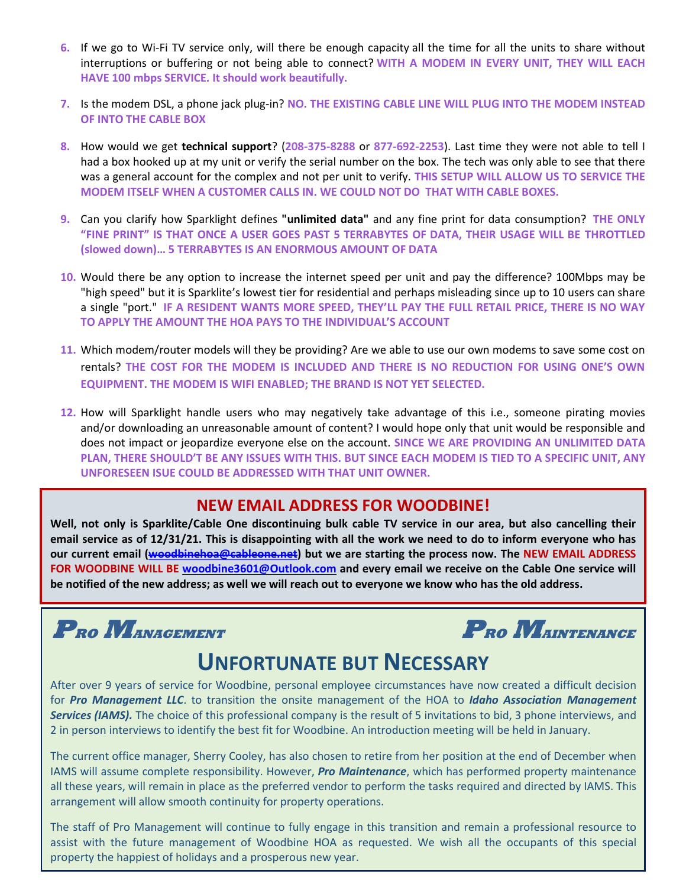6. If we go to Wi-Fi TV service only, will there be enough capacity all the time for all the units to share without interruptions or buffering or not being able to connect? **WITH A MODEM IN EVERY UNIT, THEY WILL EACH HAVE 100 mbps SERVICE. It should work beautifully.**

7. Is the modem DSL, a phone jack plug-in? **NO. THE EXISTING CABLE LINE WILL PLUG INTO THE MODEM INSTEAD OF INTO THE CABLE BOX**

8. How would we get **technical support**? (**208-375-8288** or **877-692-2253**). Last time they were not able to tell I had a box hooked up at my unit or verify the serial number on the box. The tech was only able to see that there was a general account for the complex and not per unit to verify. **THIS SETUP WILL ALLOW US TO SERVICE THE MODEM ITSELF WHEN A CUSTOMER CALLS IN. WE COULD NOT DO THAT WITH CABLE BOXES.**

9. Can you clarify how Sparklight defines **"unlimited data"** and any fine print for data consumption? **THE ONLY "FINE PRINT" IS THAT ONCE A USER GOES PAST 5 TERRABYTES OF DATA, THEIR USAGE WILL BE THROTTLED (slowed down)… 5 TERRABYTES IS AN ENORMOUS AMOUNT OF DATA**

10. Would there be any option to increase the internet speed per unit and pay the difference? 100Mbps may be "high speed" but it is Sparklite's lowest tier for residential and perhaps misleading since up to 10 users can share a single "port." **IF A RESIDENT WANTS MORE SPEED, THEY'LL PAY THE FULL RETAIL PRICE, THERE IS NO WAY TO APPLY THE AMOUNT THE HOA PAYS TO THE INDIVIDUAL'S ACCOUNT**

11. Which modem/router models will they be providing? Are we able to use our own modems to save some cost on rentals? **THE COST FOR THE MODEM IS INCLUDED AND THERE IS NO REDUCTION FOR USING ONE'S OWN EQUIPMENT. THE MODEM IS WIFI ENABLED; THE BRAND IS NOT YET SELECTED.**

12. How will Sparklight handle users who may negatively take advantage of this i.e., someone pirating movies and/or downloading an unreasonable amount of content? I would hope only that unit would be responsible and does not impact or jeopardize everyone else on the account. **SINCE WE ARE PROVIDING AN UNLIMITED DATA PLAN, THERE SHOULD'T BE ANY ISSUES WITH THIS. BUT SINCE EACH MODEM IS TIED TO A SPECIFIC UNIT, ANY UNFORESEEN ISUE COULD BE ADDRESSED WITH THAT UNIT OWNER.**

## NEW EMAIL ADDRESS FOR WOODBINE!

**Well, not only is Sparklite/Cable One discontinuing bulk cable TV service in our area, but also cancelling their email service as of 12/31/21. This is disappointing with all the work we need to do to inform everyone who has our current email (~~woodbinehoa@cableone.net~~) but we are starting the process now. The NEW EMAIL ADDRESS FOR WOODBINE WILL BE woodbine3601@Outlook.com and every email we receive on the Cable One service will be notified of the new address; as well we will reach out to everyone we know who has the old address.**

**PRO MANAGEMENT** | **PRO MAINTENANCE**

## UNFORTUNATE BUT NECESSARY

After over 9 years of service for Woodbine, personal employee circumstances have now created a difficult decision for ***Pro Management LLC***. to transition the onsite management of the HOA to ***Idaho Association Management Services (IAMS).*** The choice of this professional company is the result of 5 invitations to bid, 3 phone interviews, and 2 in person interviews to identify the best fit for Woodbine. An introduction meeting will be held in January.

The current office manager, Sherry Cooley, has also chosen to retire from her position at the end of December when IAMS will assume complete responsibility. However, ***Pro Maintenance***, which has performed property maintenance all these years, will remain in place as the preferred vendor to perform the tasks required and directed by IAMS. This arrangement will allow smooth continuity for property operations.

The staff of Pro Management will continue to fully engage in this transition and remain a professional resource to assist with the future management of Woodbine HOA as requested. We wish all the occupants of this special property the happiest of holidays and a prosperous new year.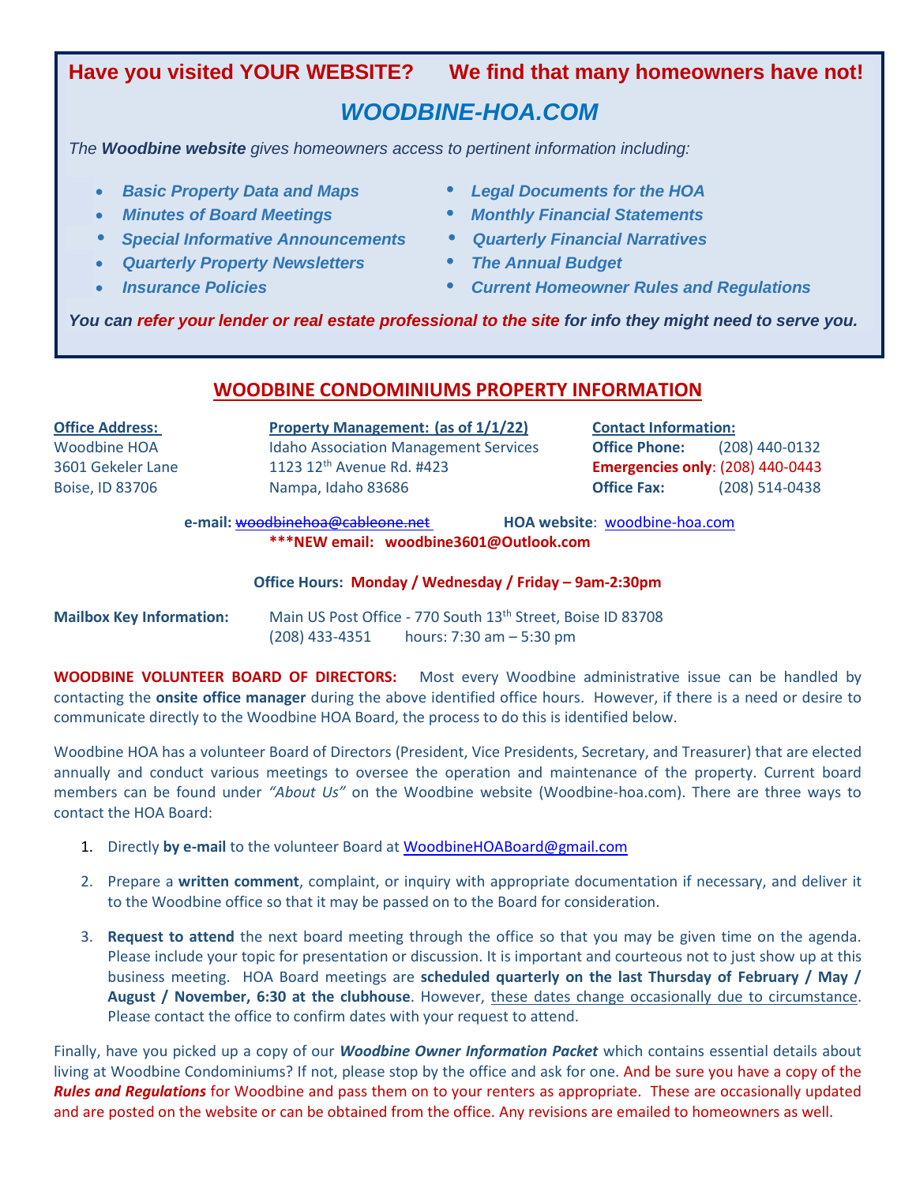## Have you visited YOUR WEBSITE? We find that many homeowners have not!

## *WOODBINE-HOA.COM*

*The **Woodbine website** gives homeowners access to pertinent information including:*

- ***Basic Property Data and Maps***
- ***Minutes of Board Meetings***
- ***Special Informative Announcements***
- ***Quarterly Property Newsletters***
- ***Insurance Policies***
- ***Legal Documents for the HOA***
- ***Monthly Financial Statements***
- ***Quarterly Financial Narratives***
- ***The Annual Budget***
- ***Current Homeowner Rules and Regulations***

***You can refer your lender or real estate professional to the site for info they might need to serve you.***

## WOODBINE CONDOMINIUMS PROPERTY INFORMATION

| Office Address: | Property Management: (as of 1/1/22) | Contact Information: | |
|---|---|---|---|
| Woodbine HOA | Idaho Association Management Services | **Office Phone:** | (208) 440-0132 |
| 3601 Gekeler Lane | 1123 12th Avenue Rd. #423 | **Emergencies only**: | (208) 440-0443 |
| Boise, ID 83706 | Nampa, Idaho 83686 | **Office Fax:** | (208) 514-0438 |

**e-mail:** ~~woodbinehoa@cableone.net~~ **HOA website**: woodbine-hoa.com

**\*\*\*NEW email: woodbine3601@Outlook.com**

**Office Hours: Monday / Wednesday / Friday – 9am-2:30pm**

**Mailbox Key Information:** Main US Post Office - 770 South 13th Street, Boise ID 83708
(208) 433-4351 hours: 7:30 am – 5:30 pm

**WOODBINE VOLUNTEER BOARD OF DIRECTORS:** Most every Woodbine administrative issue can be handled by contacting the **onsite office manager** during the above identified office hours. However, if there is a need or desire to communicate directly to the Woodbine HOA Board, the process to do this is identified below.

Woodbine HOA has a volunteer Board of Directors (President, Vice Presidents, Secretary, and Treasurer) that are elected annually and conduct various meetings to oversee the operation and maintenance of the property. Current board members can be found under *"About Us"* on the Woodbine website (Woodbine-hoa.com). There are three ways to contact the HOA Board:

1. Directly **by e-mail** to the volunteer Board at WoodbineHOABoard@gmail.com
2. Prepare a **written comment**, complaint, or inquiry with appropriate documentation if necessary, and deliver it to the Woodbine office so that it may be passed on to the Board for consideration.
3. **Request to attend** the next board meeting through the office so that you may be given time on the agenda. Please include your topic for presentation or discussion. It is important and courteous not to just show up at this business meeting. HOA Board meetings are **scheduled quarterly on the last Thursday of February / May / August / November, 6:30 at the clubhouse**. However, these dates change occasionally due to circumstance. Please contact the office to confirm dates with your request to attend.

Finally, have you picked up a copy of our ***Woodbine Owner Information Packet*** which contains essential details about living at Woodbine Condominiums? If not, please stop by the office and ask for one. And be sure you have a copy of the ***Rules and Regulations*** for Woodbine and pass them on to your renters as appropriate. These are occasionally updated and are posted on the website or can be obtained from the office. Any revisions are emailed to homeowners as well.